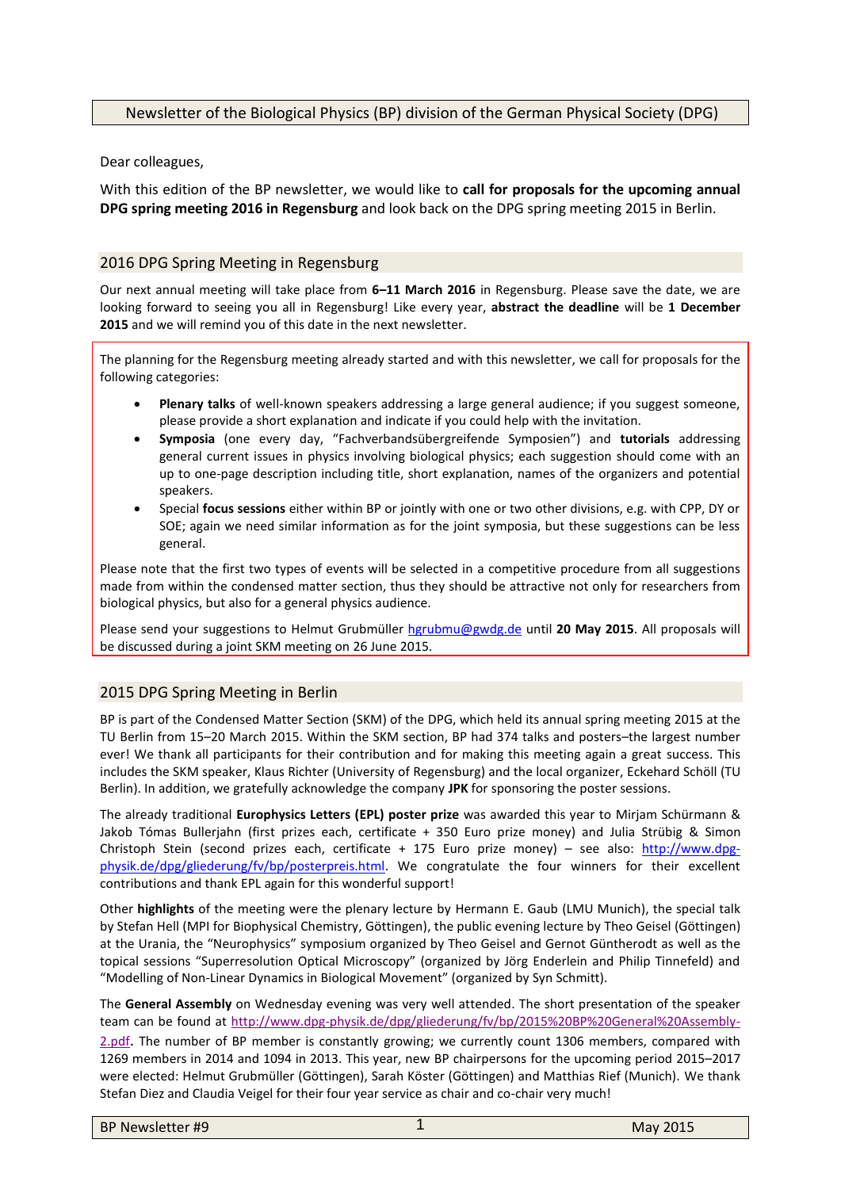# Newsletter of the Biological Physics (BP) division of the German Physical Society (DPG)

Dear colleagues,

With this edition of the BP newsletter, we would like to **call for proposals for the upcoming annual DPG spring meeting 2016 in Regensburg** and look back on the DPG spring meeting 2015 in Berlin.

## 2016 DPG Spring Meeting in Regensburg

Our next annual meeting will take place from **6–11 March 2016** in Regensburg. Please save the date, we are looking forward to seeing you all in Regensburg! Like every year, **abstract the deadline** will be **1 December 2015** and we will remind you of this date in the next newsletter.

The planning for the Regensburg meeting already started and with this newsletter, we call for proposals for the following categories:

- **Plenary talks** of well-known speakers addressing a large general audience; if you suggest someone, please provide a short explanation and indicate if you could help with the invitation.
- **Symposia** (one every day, "Fachverbandsübergreifende Symposien") and **tutorials** addressing general current issues in physics involving biological physics; each suggestion should come with an up to one-page description including title, short explanation, names of the organizers and potential speakers.
- Special **focus sessions** either within BP or jointly with one or two other divisions, e.g. with CPP, DY or SOE; again we need similar information as for the joint symposia, but these suggestions can be less general.

Please note that the first two types of events will be selected in a competitive procedure from all suggestions made from within the condensed matter section, thus they should be attractive not only for researchers from biological physics, but also for a general physics audience.

Please send your suggestions to Helmut Grubmüller hgrubmu@gwdg.de until **20 May 2015**. All proposals will be discussed during a joint SKM meeting on 26 June 2015.

## 2015 DPG Spring Meeting in Berlin

BP is part of the Condensed Matter Section (SKM) of the DPG, which held its annual spring meeting 2015 at the TU Berlin from 15–20 March 2015. Within the SKM section, BP had 374 talks and posters–the largest number ever! We thank all participants for their contribution and for making this meeting again a great success. This includes the SKM speaker, Klaus Richter (University of Regensburg) and the local organizer, Eckehard Schöll (TU Berlin). In addition, we gratefully acknowledge the company **JPK** for sponsoring the poster sessions.

The already traditional **Europhysics Letters (EPL) poster prize** was awarded this year to Mirjam Schürmann & Jakob Tómas Bullerjahn (first prizes each, certificate + 350 Euro prize money) and Julia Strübig & Simon Christoph Stein (second prizes each, certificate + 175 Euro prize money) – see also: http://www.dpg-physik.de/dpg/gliederung/fv/bp/posterpreis.html. We congratulate the four winners for their excellent contributions and thank EPL again for this wonderful support!

Other **highlights** of the meeting were the plenary lecture by Hermann E. Gaub (LMU Munich), the special talk by Stefan Hell (MPI for Biophysical Chemistry, Göttingen), the public evening lecture by Theo Geisel (Göttingen) at the Urania, the "Neurophysics" symposium organized by Theo Geisel and Gernot Güntherodt as well as the topical sessions "Superresolution Optical Microscopy" (organized by Jörg Enderlein and Philip Tinnefeld) and "Modelling of Non-Linear Dynamics in Biological Movement" (organized by Syn Schmitt).

The **General Assembly** on Wednesday evening was very well attended. The short presentation of the speaker team can be found at http://www.dpg-physik.de/dpg/gliederung/fv/bp/2015%20BP%20General%20Assembly-2.pdf. The number of BP member is constantly growing; we currently count 1306 members, compared with 1269 members in 2014 and 1094 in 2013. This year, new BP chairpersons for the upcoming period 2015–2017 were elected: Helmut Grubmüller (Göttingen), Sarah Köster (Göttingen) and Matthias Rief (Munich). We thank Stefan Diez and Claudia Veigel for their four year service as chair and co-chair very much!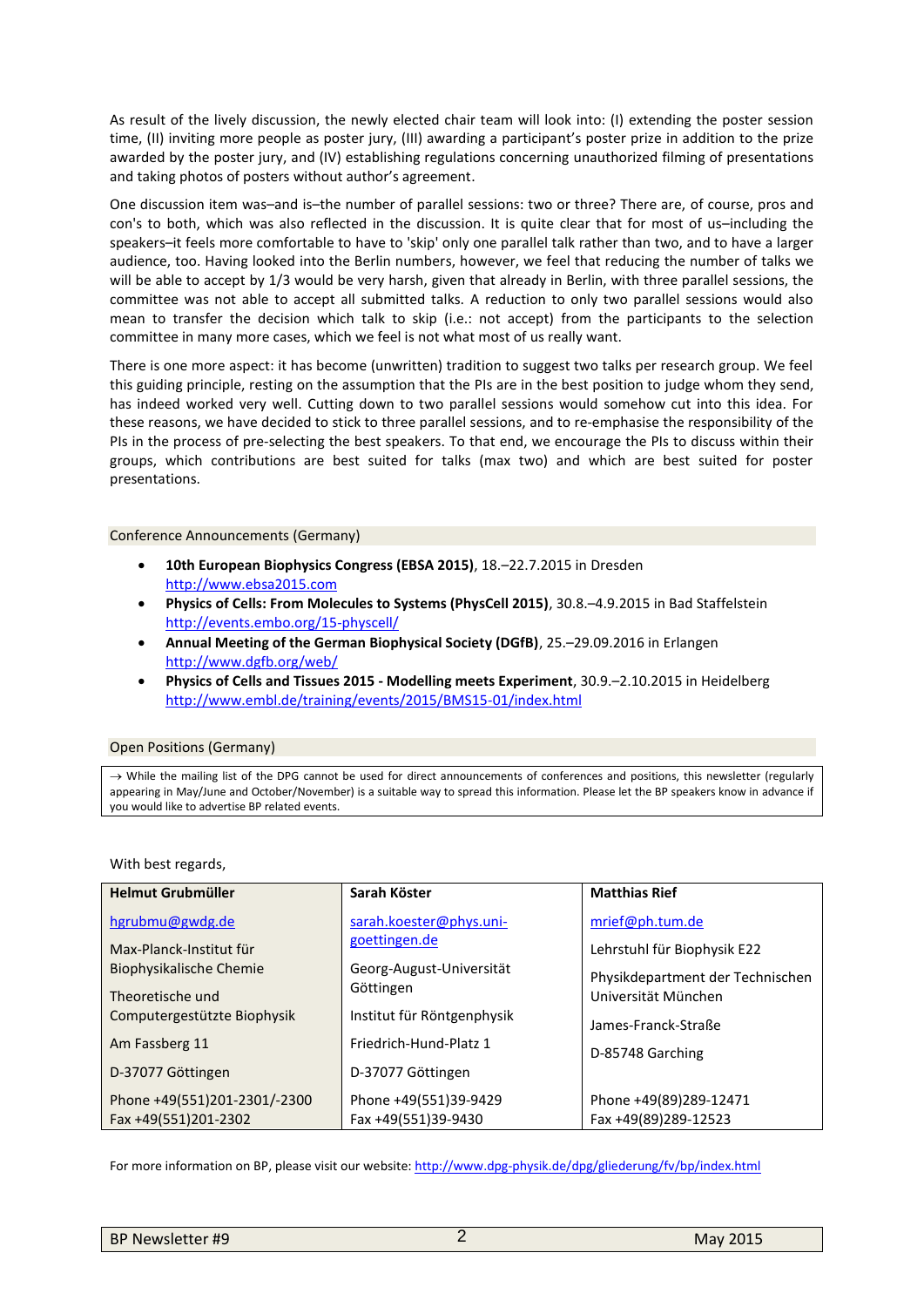As result of the lively discussion, the newly elected chair team will look into: (I) extending the poster session time, (II) inviting more people as poster jury, (III) awarding a participant's poster prize in addition to the prize awarded by the poster jury, and (IV) establishing regulations concerning unauthorized filming of presentations and taking photos of posters without author's agreement.

One discussion item was–and is–the number of parallel sessions: two or three? There are, of course, pros and con's to both, which was also reflected in the discussion. It is quite clear that for most of us–including the speakers–it feels more comfortable to have to 'skip' only one parallel talk rather than two, and to have a larger audience, too. Having looked into the Berlin numbers, however, we feel that reducing the number of talks we will be able to accept by 1/3 would be very harsh, given that already in Berlin, with three parallel sessions, the committee was not able to accept all submitted talks. A reduction to only two parallel sessions would also mean to transfer the decision which talk to skip (i.e.: not accept) from the participants to the selection committee in many more cases, which we feel is not what most of us really want.

There is one more aspect: it has become (unwritten) tradition to suggest two talks per research group. We feel this guiding principle, resting on the assumption that the PIs are in the best position to judge whom they send, has indeed worked very well. Cutting down to two parallel sessions would somehow cut into this idea. For these reasons, we have decided to stick to three parallel sessions, and to re-emphasise the responsibility of the PIs in the process of pre-selecting the best speakers. To that end, we encourage the PIs to discuss within their groups, which contributions are best suited for talks (max two) and which are best suited for poster presentations.

## Conference Announcements (Germany)

- **10th European Biophysics Congress (EBSA 2015)**, 18.–22.7.2015 in Dresden
  http://www.ebsa2015.com
- **Physics of Cells: From Molecules to Systems (PhysCell 2015)**, 30.8.–4.9.2015 in Bad Staffelstein
  http://events.embo.org/15-physcell/
- **Annual Meeting of the German Biophysical Society (DGfB)**, 25.–29.09.2016 in Erlangen
  http://www.dgfb.org/web/
- **Physics of Cells and Tissues 2015 - Modelling meets Experiment**, 30.9.–2.10.2015 in Heidelberg
  http://www.embl.de/training/events/2015/BMS15-01/index.html

## Open Positions (Germany)

→ While the mailing list of the DPG cannot be used for direct announcements of conferences and positions, this newsletter (regularly appearing in May/June and October/November) is a suitable way to spread this information. Please let the BP speakers know in advance if you would like to advertise BP related events.

With best regards,

| Helmut Grubmüller | Sarah Köster | Matthias Rief |
|---|---|---|
| hgrubmu@gwdg.de | sarah.koester@phys.uni-goettingen.de | mrief@ph.tum.de |
| Max-Planck-Institut für Biophysikalische Chemie | Georg-August-Universität Göttingen | Lehrstuhl für Biophysik E22 |
| Theoretische und Computergestützte Biophysik | Institut für Röntgenphysik | Physikdepartment der Technischen Universität München |
| Am Fassberg 11 | Friedrich-Hund-Platz 1 | James-Franck-Straße |
| D-37077 Göttingen | D-37077 Göttingen | D-85748 Garching |
| Phone +49(551)201-2301/-2300<br>Fax +49(551)201-2302 | Phone +49(551)39-9429<br>Fax +49(551)39-9430 | Phone +49(89)289-12471<br>Fax +49(89)289-12523 |

For more information on BP, please visit our website: http://www.dpg-physik.de/dpg/gliederung/fv/bp/index.html